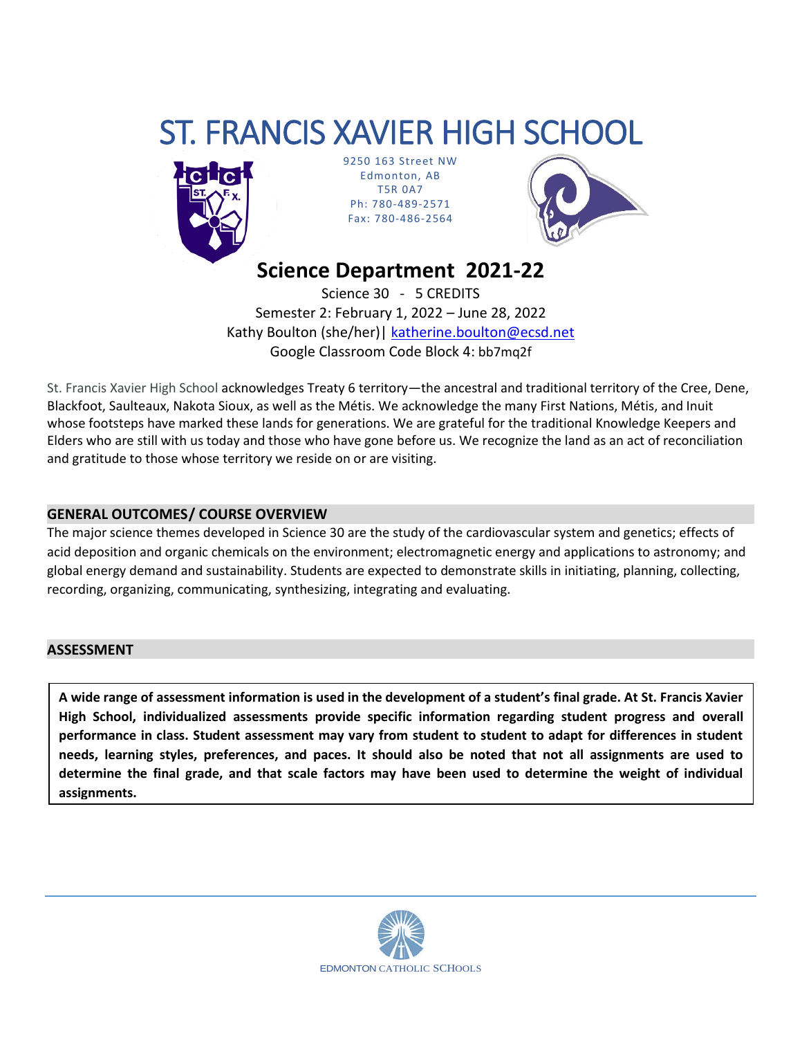# ST. FRANCIS XAVIER HIGH SCHOOL

9250 163 Street NW
Edmonton, AB
T5R 0A7
Ph: 780-489-2571
Fax: 780-486-2564

## Science Department 2021-22

Science 30 - 5 CREDITS
Semester 2: February 1, 2022 – June 28, 2022
Kathy Boulton (she/her)| katherine.boulton@ecsd.net
Google Classroom Code Block 4: bb7mq2f

St. Francis Xavier High School acknowledges Treaty 6 territory—the ancestral and traditional territory of the Cree, Dene, Blackfoot, Saulteaux, Nakota Sioux, as well as the Métis. We acknowledge the many First Nations, Métis, and Inuit whose footsteps have marked these lands for generations. We are grateful for the traditional Knowledge Keepers and Elders who are still with us today and those who have gone before us. We recognize the land as an act of reconciliation and gratitude to those whose territory we reside on or are visiting.

### GENERAL OUTCOMES/ COURSE OVERVIEW

The major science themes developed in Science 30 are the study of the cardiovascular system and genetics; effects of acid deposition and organic chemicals on the environment; electromagnetic energy and applications to astronomy; and global energy demand and sustainability. Students are expected to demonstrate skills in initiating, planning, collecting, recording, organizing, communicating, synthesizing, integrating and evaluating.

### ASSESSMENT

**A wide range of assessment information is used in the development of a student's final grade. At St. Francis Xavier High School, individualized assessments provide specific information regarding student progress and overall performance in class. Student assessment may vary from student to student to adapt for differences in student needs, learning styles, preferences, and paces. It should also be noted that not all assignments are used to determine the final grade, and that scale factors may have been used to determine the weight of individual assignments.**

EDMONTON CATHOLIC SCHOOLS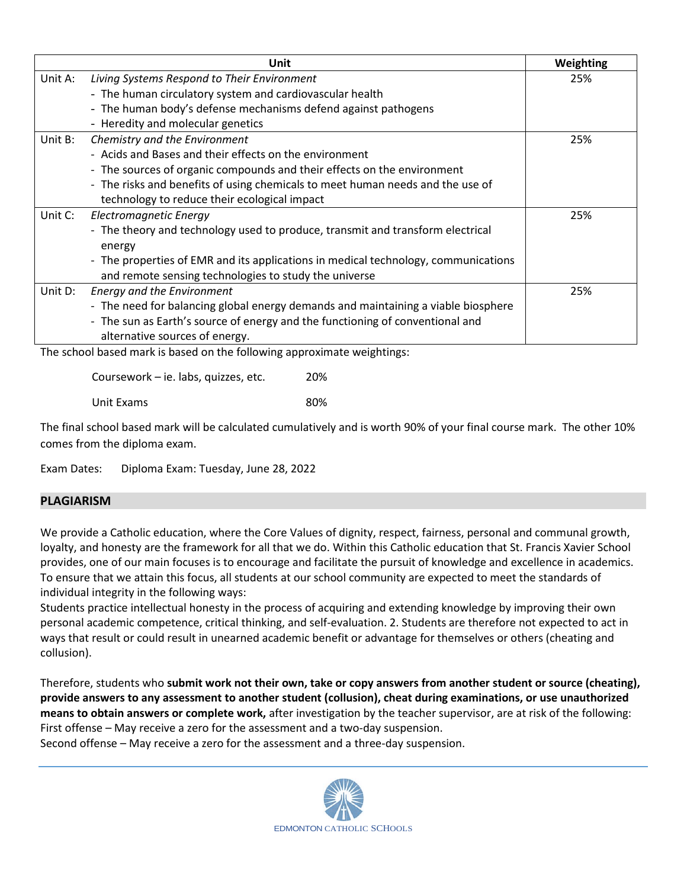| Unit | | Weighting |
|---|---|---|
| Unit A: | *Living Systems Respond to Their Environment*<br>- The human circulatory system and cardiovascular health<br>- The human body's defense mechanisms defend against pathogens<br>- Heredity and molecular genetics | 25% |
| Unit B: | *Chemistry and the Environment*<br>- Acids and Bases and their effects on the environment<br>- The sources of organic compounds and their effects on the environment<br>- The risks and benefits of using chemicals to meet human needs and the use of technology to reduce their ecological impact | 25% |
| Unit C: | *Electromagnetic Energy*<br>- The theory and technology used to produce, transmit and transform electrical energy<br>- The properties of EMR and its applications in medical technology, communications and remote sensing technologies to study the universe | 25% |
| Unit D: | *Energy and the Environment*<br>- The need for balancing global energy demands and maintaining a viable biosphere<br>- The sun as Earth's source of energy and the functioning of conventional and alternative sources of energy. | 25% |

The school based mark is based on the following approximate weightings:

| | |
|---|---|
| Coursework – ie. labs, quizzes, etc. | 20% |
| Unit Exams | 80% |

The final school based mark will be calculated cumulatively and is worth 90% of your final course mark. The other 10% comes from the diploma exam.

Exam Dates: Diploma Exam: Tuesday, June 28, 2022

## PLAGIARISM

We provide a Catholic education, where the Core Values of dignity, respect, fairness, personal and communal growth, loyalty, and honesty are the framework for all that we do. Within this Catholic education that St. Francis Xavier School provides, one of our main focuses is to encourage and facilitate the pursuit of knowledge and excellence in academics. To ensure that we attain this focus, all students at our school community are expected to meet the standards of individual integrity in the following ways:
Students practice intellectual honesty in the process of acquiring and extending knowledge by improving their own personal academic competence, critical thinking, and self-evaluation. 2. Students are therefore not expected to act in ways that result or could result in unearned academic benefit or advantage for themselves or others (cheating and collusion).

Therefore, students who **submit work not their own, take or copy answers from another student or source (cheating), provide answers to any assessment to another student (collusion), cheat during examinations, or use unauthorized means to obtain answers or complete work,** after investigation by the teacher supervisor, are at risk of the following:
First offense – May receive a zero for the assessment and a two-day suspension.
Second offense – May receive a zero for the assessment and a three-day suspension.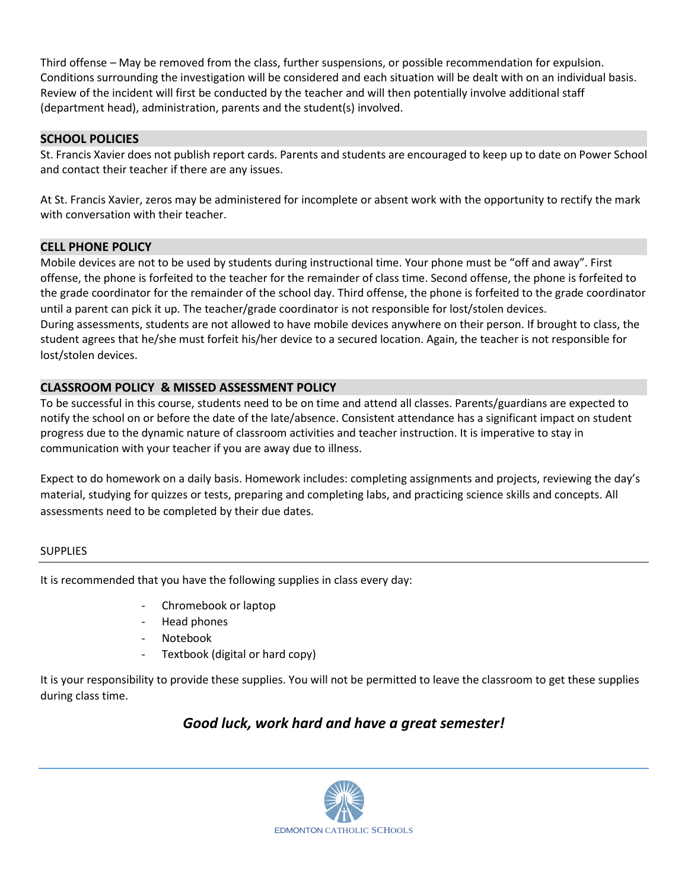Third offense – May be removed from the class, further suspensions, or possible recommendation for expulsion. Conditions surrounding the investigation will be considered and each situation will be dealt with on an individual basis. Review of the incident will first be conducted by the teacher and will then potentially involve additional staff (department head), administration, parents and the student(s) involved.

## SCHOOL POLICIES

St. Francis Xavier does not publish report cards. Parents and students are encouraged to keep up to date on Power School and contact their teacher if there are any issues.

At St. Francis Xavier, zeros may be administered for incomplete or absent work with the opportunity to rectify the mark with conversation with their teacher.

## CELL PHONE POLICY

Mobile devices are not to be used by students during instructional time. Your phone must be "off and away". First offense, the phone is forfeited to the teacher for the remainder of class time. Second offense, the phone is forfeited to the grade coordinator for the remainder of the school day. Third offense, the phone is forfeited to the grade coordinator until a parent can pick it up. The teacher/grade coordinator is not responsible for lost/stolen devices.
During assessments, students are not allowed to have mobile devices anywhere on their person. If brought to class, the student agrees that he/she must forfeit his/her device to a secured location. Again, the teacher is not responsible for lost/stolen devices.

## CLASSROOM POLICY & MISSED ASSESSMENT POLICY

To be successful in this course, students need to be on time and attend all classes. Parents/guardians are expected to notify the school on or before the date of the late/absence. Consistent attendance has a significant impact on student progress due to the dynamic nature of classroom activities and teacher instruction. It is imperative to stay in communication with your teacher if you are away due to illness.

Expect to do homework on a daily basis. Homework includes: completing assignments and projects, reviewing the day's material, studying for quizzes or tests, preparing and completing labs, and practicing science skills and concepts. All assessments need to be completed by their due dates.

### SUPPLIES

It is recommended that you have the following supplies in class every day:

- Chromebook or laptop
- Head phones
- Notebook
- Textbook (digital or hard copy)

It is your responsibility to provide these supplies. You will not be permitted to leave the classroom to get these supplies during class time.

***Good luck, work hard and have a great semester!***

EDMONTON CATHOLIC SCHOOLS